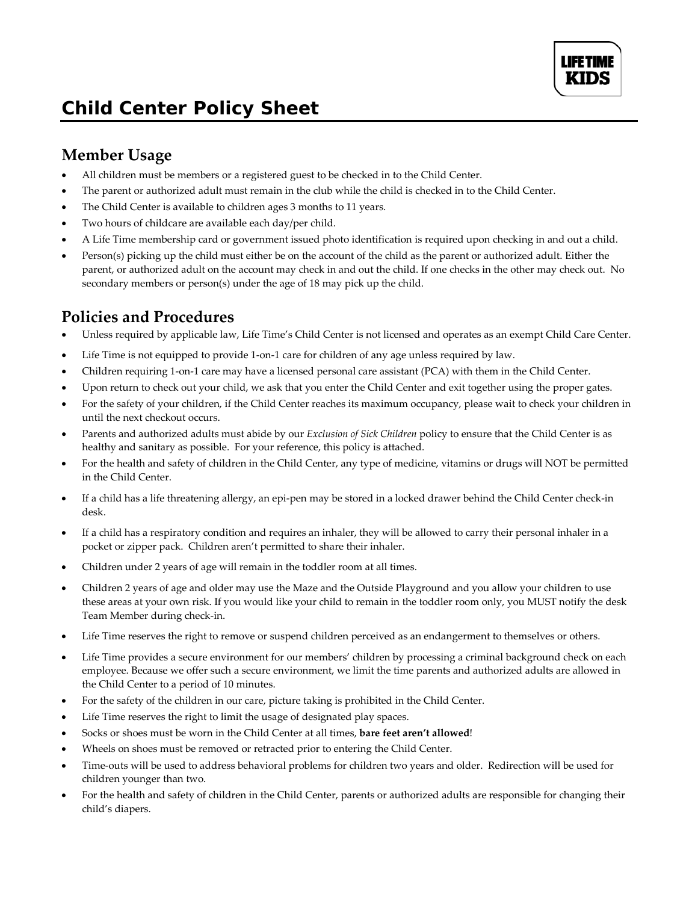# Child Center Policy Sheet

## Member Usage

- All children must be members or a registered guest to be checked in to the Child Center.
- The parent or authorized adult must remain in the club while the child is checked in to the Child Center.
- The Child Center is available to children ages 3 months to 11 years.
- Two hours of childcare are available each day/per child.
- A Life Time membership card or government issued photo identification is required upon checking in and out a child.
- Person(s) picking up the child must either be on the account of the child as the parent or authorized adult. Either the parent, or authorized adult on the account may check in and out the child. If one checks in the other may check out. No secondary members or person(s) under the age of 18 may pick up the child.

## Policies and Procedures

- Unless required by applicable law, Life Time's Child Center is not licensed and operates as an exempt Child Care Center.
- Life Time is not equipped to provide 1-on-1 care for children of any age unless required by law.
- Children requiring 1-on-1 care may have a licensed personal care assistant (PCA) with them in the Child Center.
- Upon return to check out your child, we ask that you enter the Child Center and exit together using the proper gates.
- For the safety of your children, if the Child Center reaches its maximum occupancy, please wait to check your children in until the next checkout occurs.
- Parents and authorized adults must abide by our *Exclusion of Sick Children* policy to ensure that the Child Center is as healthy and sanitary as possible. For your reference, this policy is attached.
- For the health and safety of children in the Child Center, any type of medicine, vitamins or drugs will NOT be permitted in the Child Center.
- If a child has a life threatening allergy, an epi-pen may be stored in a locked drawer behind the Child Center check-in desk.
- If a child has a respiratory condition and requires an inhaler, they will be allowed to carry their personal inhaler in a pocket or zipper pack. Children aren't permitted to share their inhaler.
- Children under 2 years of age will remain in the toddler room at all times.
- Children 2 years of age and older may use the Maze and the Outside Playground and you allow your children to use these areas at your own risk. If you would like your child to remain in the toddler room only, you MUST notify the desk Team Member during check-in.
- Life Time reserves the right to remove or suspend children perceived as an endangerment to themselves or others.
- Life Time provides a secure environment for our members' children by processing a criminal background check on each employee. Because we offer such a secure environment, we limit the time parents and authorized adults are allowed in the Child Center to a period of 10 minutes.
- For the safety of the children in our care, picture taking is prohibited in the Child Center.
- Life Time reserves the right to limit the usage of designated play spaces.
- Socks or shoes must be worn in the Child Center at all times, **bare feet aren't allowed**!
- Wheels on shoes must be removed or retracted prior to entering the Child Center.
- Time-outs will be used to address behavioral problems for children two years and older. Redirection will be used for children younger than two.
- For the health and safety of children in the Child Center, parents or authorized adults are responsible for changing their child's diapers.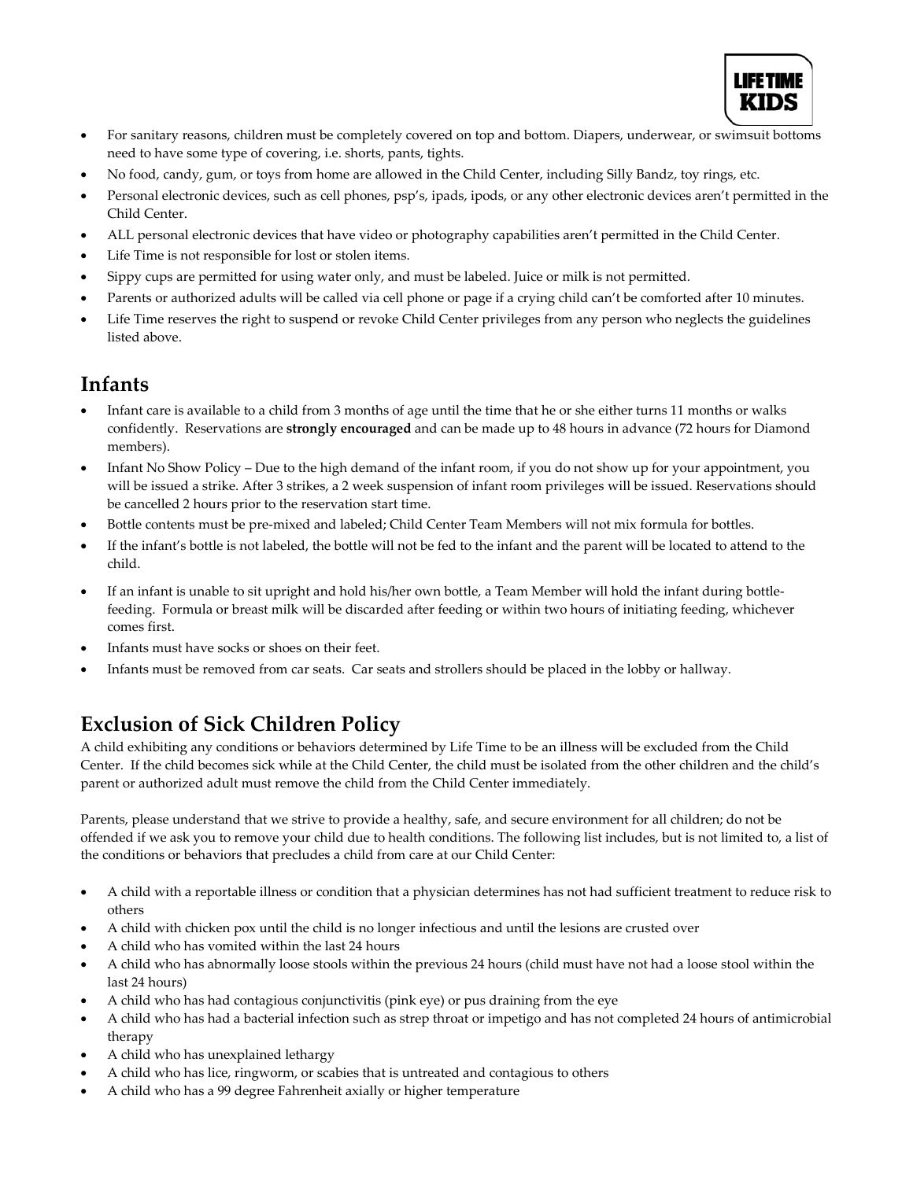- For sanitary reasons, children must be completely covered on top and bottom. Diapers, underwear, or swimsuit bottoms need to have some type of covering, i.e. shorts, pants, tights.
- No food, candy, gum, or toys from home are allowed in the Child Center, including Silly Bandz, toy rings, etc.
- Personal electronic devices, such as cell phones, psp's, ipads, ipods, or any other electronic devices aren't permitted in the Child Center.
- ALL personal electronic devices that have video or photography capabilities aren't permitted in the Child Center.
- Life Time is not responsible for lost or stolen items.
- Sippy cups are permitted for using water only, and must be labeled. Juice or milk is not permitted.
- Parents or authorized adults will be called via cell phone or page if a crying child can't be comforted after 10 minutes.
- Life Time reserves the right to suspend or revoke Child Center privileges from any person who neglects the guidelines listed above.

## Infants

- Infant care is available to a child from 3 months of age until the time that he or she either turns 11 months or walks confidently. Reservations are **strongly encouraged** and can be made up to 48 hours in advance (72 hours for Diamond members).
- Infant No Show Policy – Due to the high demand of the infant room, if you do not show up for your appointment, you will be issued a strike. After 3 strikes, a 2 week suspension of infant room privileges will be issued. Reservations should be cancelled 2 hours prior to the reservation start time.
- Bottle contents must be pre-mixed and labeled; Child Center Team Members will not mix formula for bottles.
- If the infant's bottle is not labeled, the bottle will not be fed to the infant and the parent will be located to attend to the child.
- If an infant is unable to sit upright and hold his/her own bottle, a Team Member will hold the infant during bottle-feeding. Formula or breast milk will be discarded after feeding or within two hours of initiating feeding, whichever comes first.
- Infants must have socks or shoes on their feet.
- Infants must be removed from car seats. Car seats and strollers should be placed in the lobby or hallway.

## Exclusion of Sick Children Policy

A child exhibiting any conditions or behaviors determined by Life Time to be an illness will be excluded from the Child Center. If the child becomes sick while at the Child Center, the child must be isolated from the other children and the child's parent or authorized adult must remove the child from the Child Center immediately.

Parents, please understand that we strive to provide a healthy, safe, and secure environment for all children; do not be offended if we ask you to remove your child due to health conditions. The following list includes, but is not limited to, a list of the conditions or behaviors that precludes a child from care at our Child Center:

- A child with a reportable illness or condition that a physician determines has not had sufficient treatment to reduce risk to others
- A child with chicken pox until the child is no longer infectious and until the lesions are crusted over
- A child who has vomited within the last 24 hours
- A child who has abnormally loose stools within the previous 24 hours (child must have not had a loose stool within the last 24 hours)
- A child who has had contagious conjunctivitis (pink eye) or pus draining from the eye
- A child who has had a bacterial infection such as strep throat or impetigo and has not completed 24 hours of antimicrobial therapy
- A child who has unexplained lethargy
- A child who has lice, ringworm, or scabies that is untreated and contagious to others
- A child who has a 99 degree Fahrenheit axially or higher temperature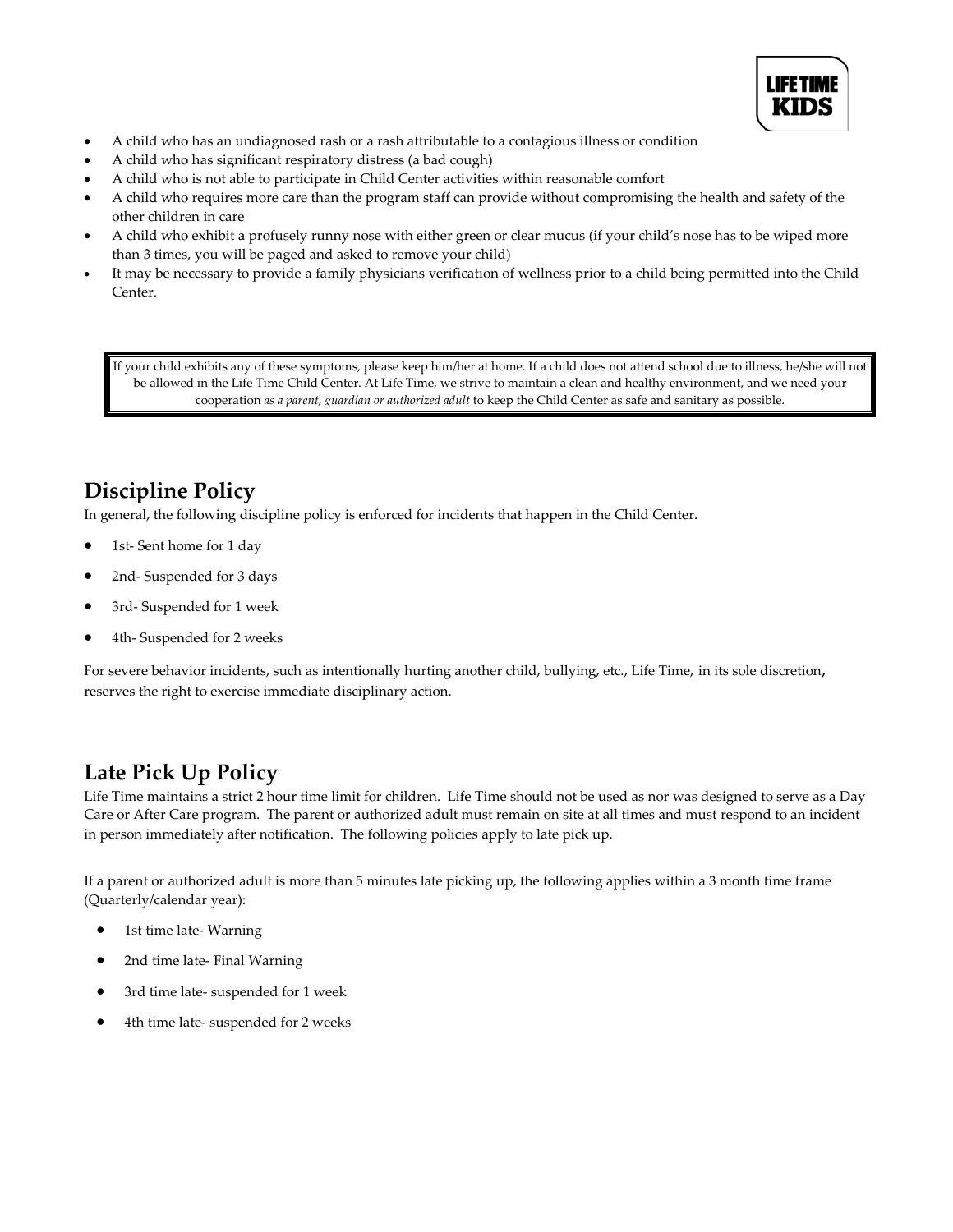- A child who has an undiagnosed rash or a rash attributable to a contagious illness or condition
- A child who has significant respiratory distress (a bad cough)
- A child who is not able to participate in Child Center activities within reasonable comfort
- A child who requires more care than the program staff can provide without compromising the health and safety of the other children in care
- A child who exhibit a profusely runny nose with either green or clear mucus (if your child's nose has to be wiped more than 3 times, you will be paged and asked to remove your child)
- It may be necessary to provide a family physicians verification of wellness prior to a child being permitted into the Child Center.

If your child exhibits any of these symptoms, please keep him/her at home. If a child does not attend school due to illness, he/she will not be allowed in the Life Time Child Center. At Life Time, we strive to maintain a clean and healthy environment, and we need your cooperation *as a parent, guardian or authorized adult* to keep the Child Center as safe and sanitary as possible.

## Discipline Policy

In general, the following discipline policy is enforced for incidents that happen in the Child Center.

- 1st- Sent home for 1 day
- 2nd- Suspended for 3 days
- 3rd- Suspended for 1 week
- 4th- Suspended for 2 weeks

For severe behavior incidents, such as intentionally hurting another child, bullying, etc., Life Time, in its sole discretion, reserves the right to exercise immediate disciplinary action.

## Late Pick Up Policy

Life Time maintains a strict 2 hour time limit for children. Life Time should not be used as nor was designed to serve as a Day Care or After Care program. The parent or authorized adult must remain on site at all times and must respond to an incident in person immediately after notification. The following policies apply to late pick up.

If a parent or authorized adult is more than 5 minutes late picking up, the following applies within a 3 month time frame (Quarterly/calendar year):

- 1st time late- Warning
- 2nd time late- Final Warning
- 3rd time late- suspended for 1 week
- 4th time late- suspended for 2 weeks